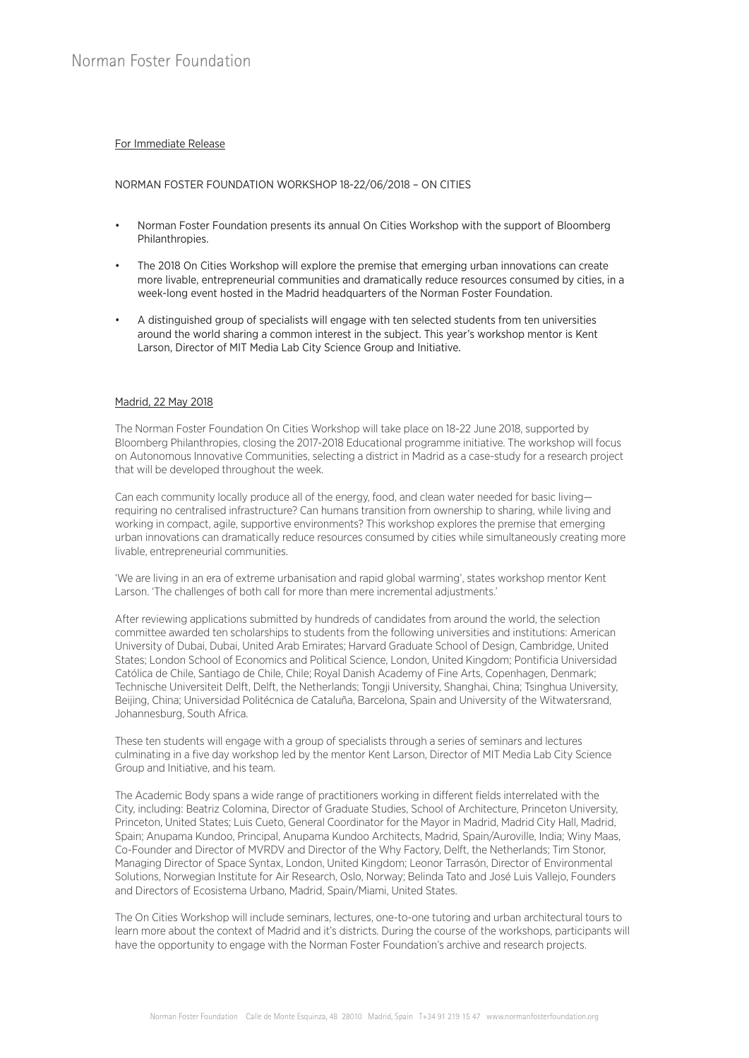# Norman Foster Foundation

For Immediate Release

NORMAN FOSTER FOUNDATION WORKSHOP 18-22/06/2018 – ON CITIES

- Norman Foster Foundation presents its annual On Cities Workshop with the support of Bloomberg Philanthropies.
- The 2018 On Cities Workshop will explore the premise that emerging urban innovations can create more livable, entrepreneurial communities and dramatically reduce resources consumed by cities, in a week-long event hosted in the Madrid headquarters of the Norman Foster Foundation.
- A distinguished group of specialists will engage with ten selected students from ten universities around the world sharing a common interest in the subject. This year's workshop mentor is Kent Larson, Director of MIT Media Lab City Science Group and Initiative.

Madrid, 22 May 2018

The Norman Foster Foundation On Cities Workshop will take place on 18-22 June 2018, supported by Bloomberg Philanthropies, closing the 2017-2018 Educational programme initiative. The workshop will focus on Autonomous Innovative Communities, selecting a district in Madrid as a case-study for a research project that will be developed throughout the week.

Can each community locally produce all of the energy, food, and clean water needed for basic living—requiring no centralised infrastructure? Can humans transition from ownership to sharing, while living and working in compact, agile, supportive environments? This workshop explores the premise that emerging urban innovations can dramatically reduce resources consumed by cities while simultaneously creating more livable, entrepreneurial communities.

'We are living in an era of extreme urbanisation and rapid global warming', states workshop mentor Kent Larson. 'The challenges of both call for more than mere incremental adjustments.'

After reviewing applications submitted by hundreds of candidates from around the world, the selection committee awarded ten scholarships to students from the following universities and institutions: American University of Dubai, Dubai, United Arab Emirates; Harvard Graduate School of Design, Cambridge, United States; London School of Economics and Political Science, London, United Kingdom; Pontificia Universidad Católica de Chile, Santiago de Chile, Chile; Royal Danish Academy of Fine Arts, Copenhagen, Denmark; Technische Universiteit Delft, Delft, the Netherlands; Tongji University, Shanghai, China; Tsinghua University, Beijing, China; Universidad Politécnica de Cataluña, Barcelona, Spain and University of the Witwatersrand, Johannesburg, South Africa.

These ten students will engage with a group of specialists through a series of seminars and lectures culminating in a five day workshop led by the mentor Kent Larson, Director of MIT Media Lab City Science Group and Initiative, and his team.

The Academic Body spans a wide range of practitioners working in different fields interrelated with the City, including: Beatriz Colomina, Director of Graduate Studies, School of Architecture, Princeton University, Princeton, United States; Luis Cueto, General Coordinator for the Mayor in Madrid, Madrid City Hall, Madrid, Spain; Anupama Kundoo, Principal, Anupama Kundoo Architects, Madrid, Spain/Auroville, India; Winy Maas, Co-Founder and Director of MVRDV and Director of the Why Factory, Delft, the Netherlands; Tim Stonor, Managing Director of Space Syntax, London, United Kingdom; Leonor Tarrasón, Director of Environmental Solutions, Norwegian Institute for Air Research, Oslo, Norway; Belinda Tato and José Luis Vallejo, Founders and Directors of Ecosistema Urbano, Madrid, Spain/Miami, United States.

The On Cities Workshop will include seminars, lectures, one-to-one tutoring and urban architectural tours to learn more about the context of Madrid and it's districts. During the course of the workshops, participants will have the opportunity to engage with the Norman Foster Foundation's archive and research projects.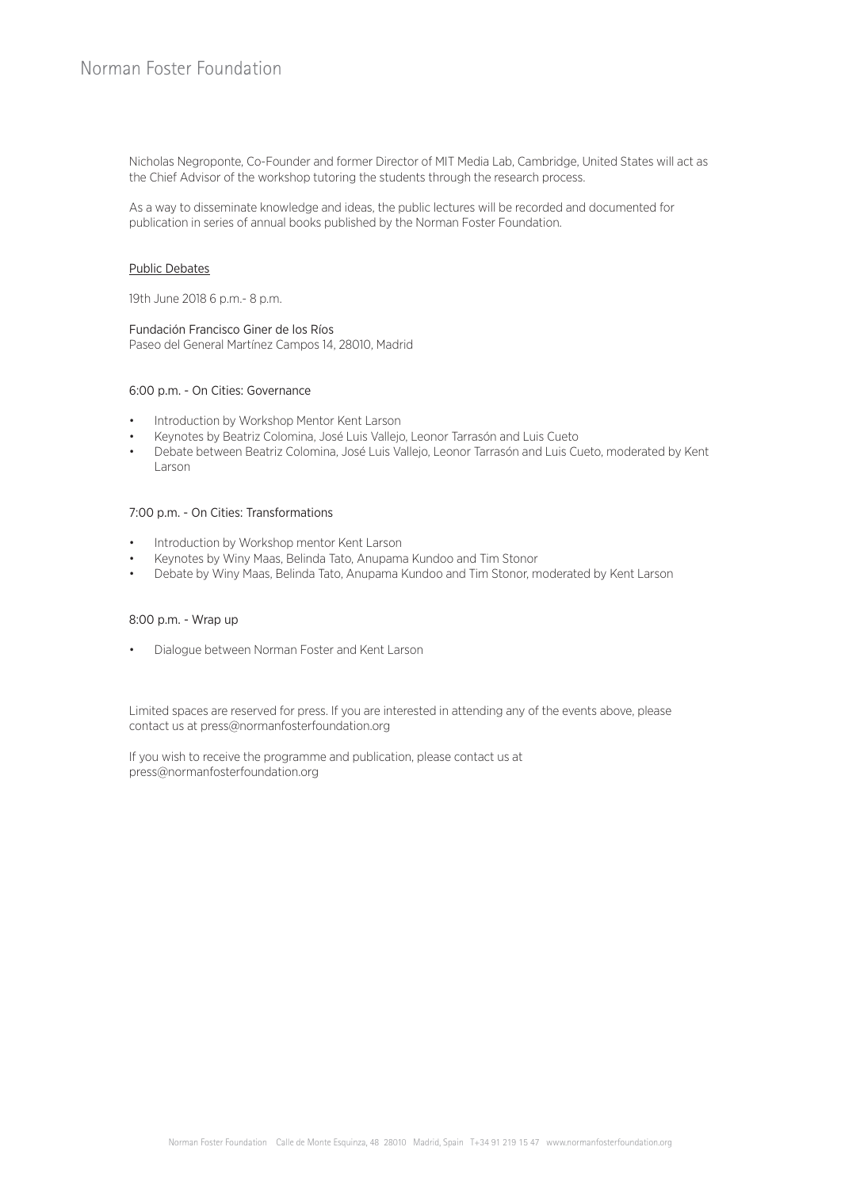Nicholas Negroponte, Co-Founder and former Director of MIT Media Lab, Cambridge, United States will act as the Chief Advisor of the workshop tutoring the students through the research process.

As a way to disseminate knowledge and ideas, the public lectures will be recorded and documented for publication in series of annual books published by the Norman Foster Foundation.

<u>Public Debates</u>

19th June 2018 6 p.m.- 8 p.m.

Fundación Francisco Giner de los Ríos
Paseo del General Martínez Campos 14, 28010, Madrid

6:00 p.m. - On Cities: Governance

- Introduction by Workshop Mentor Kent Larson
- Keynotes by Beatriz Colomina, José Luis Vallejo, Leonor Tarrasón and Luis Cueto
- Debate between Beatriz Colomina, José Luis Vallejo, Leonor Tarrasón and Luis Cueto, moderated by Kent Larson

7:00 p.m. - On Cities: Transformations

- Introduction by Workshop mentor Kent Larson
- Keynotes by Winy Maas, Belinda Tato, Anupama Kundoo and Tim Stonor
- Debate by Winy Maas, Belinda Tato, Anupama Kundoo and Tim Stonor, moderated by Kent Larson

8:00 p.m. - Wrap up

- Dialogue between Norman Foster and Kent Larson

Limited spaces are reserved for press. If you are interested in attending any of the events above, please contact us at press@normanfosterfoundation.org

If you wish to receive the programme and publication, please contact us at press@normanfosterfoundation.org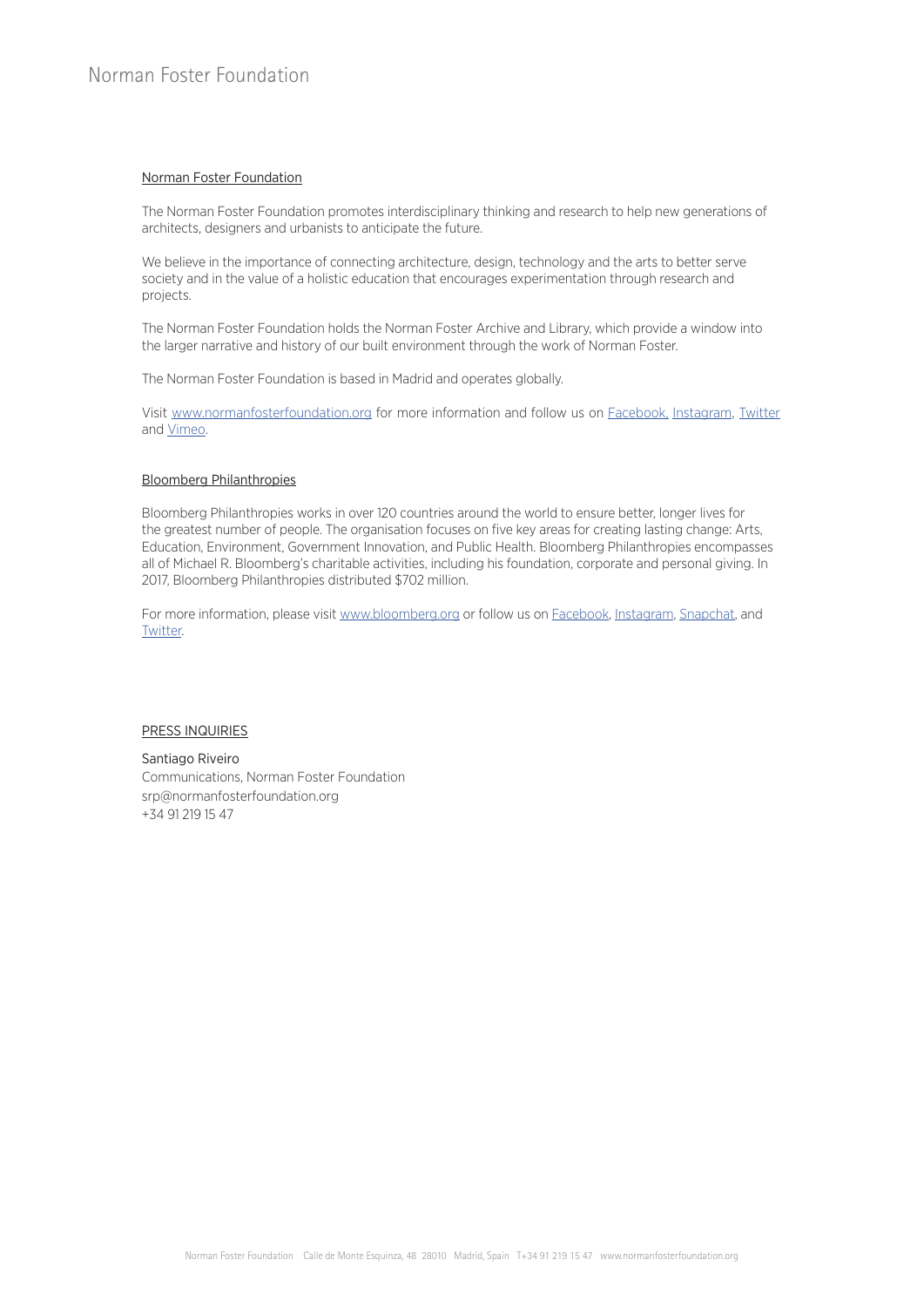## Norman Foster Foundation

The Norman Foster Foundation promotes interdisciplinary thinking and research to help new generations of architects, designers and urbanists to anticipate the future.

We believe in the importance of connecting architecture, design, technology and the arts to better serve society and in the value of a holistic education that encourages experimentation through research and projects.

The Norman Foster Foundation holds the Norman Foster Archive and Library, which provide a window into the larger narrative and history of our built environment through the work of Norman Foster.

The Norman Foster Foundation is based in Madrid and operates globally.

Visit www.normanfosterfoundation.org for more information and follow us on Facebook, Instagram, Twitter and Vimeo.

## Bloomberg Philanthropies

Bloomberg Philanthropies works in over 120 countries around the world to ensure better, longer lives for the greatest number of people. The organisation focuses on five key areas for creating lasting change: Arts, Education, Environment, Government Innovation, and Public Health. Bloomberg Philanthropies encompasses all of Michael R. Bloomberg's charitable activities, including his foundation, corporate and personal giving. In 2017, Bloomberg Philanthropies distributed $702 million.

For more information, please visit www.bloomberg.org or follow us on Facebook, Instagram, Snapchat, and Twitter.

## PRESS INQUIRIES

Santiago Riveiro
Communications, Norman Foster Foundation
srp@normanfosterfoundation.org
+34 91 219 15 47